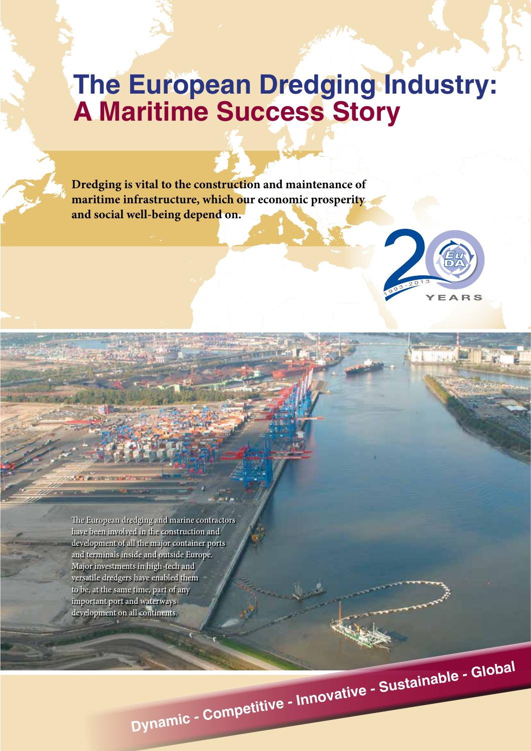# The European Dredging Industry: A Maritime Success Story

**Dredging is vital to the construction and maintenance of maritime infrastructure, which our economic prosperity and social well-being depend on.**

EuDA 20 YEARS 1993-2013

The European dredging and marine contractors have been involved in the construction and development of all the major container ports and terminals inside and outside Europe. Major investments in high-tech and versatile dredgers have enabled them to be, at the same time, part of any important port and waterways development on all continents.

**Dynamic - Competitive - Innovative - Sustainable - Global**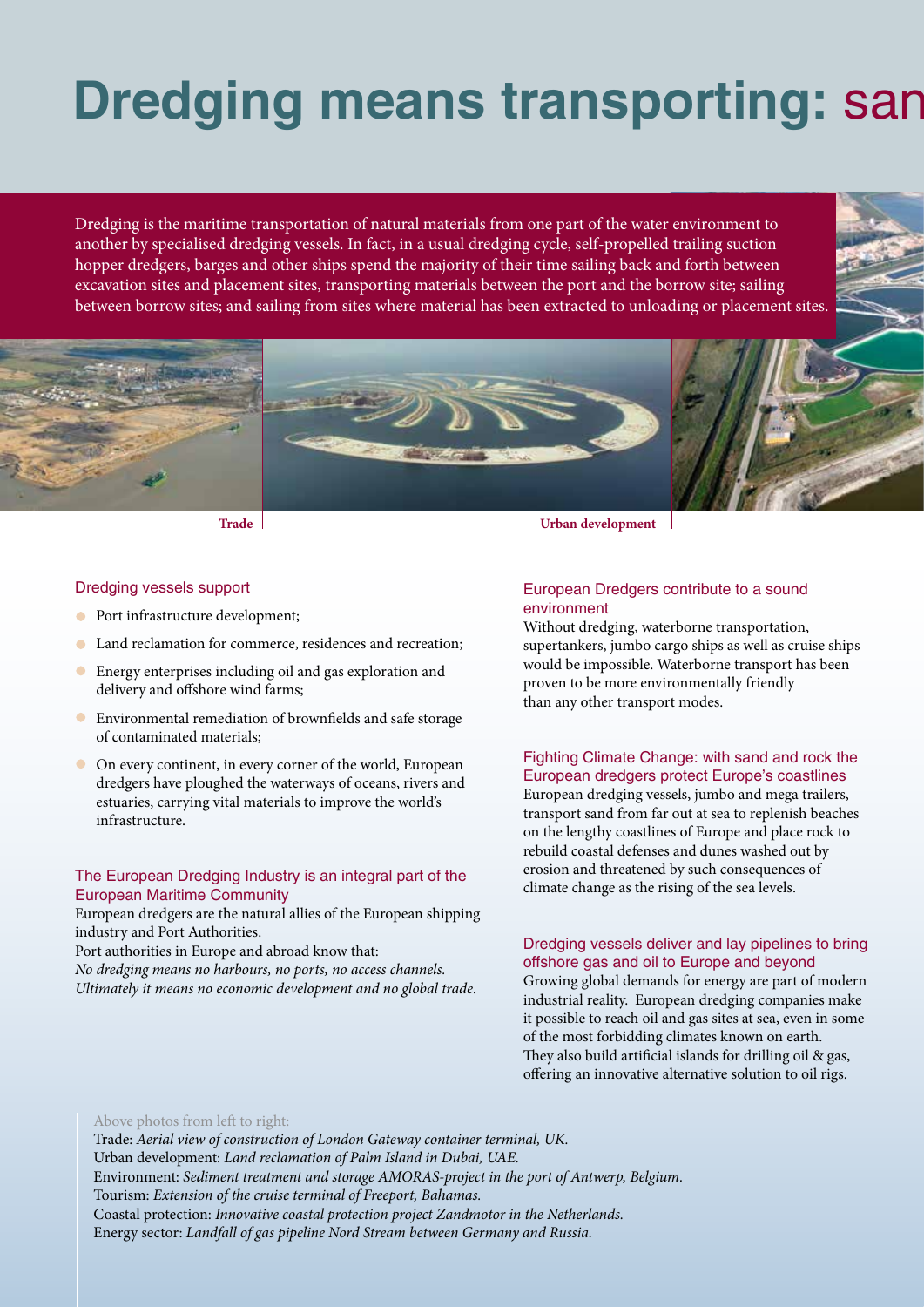# Dredging means transporting: san

Dredging is the maritime transportation of natural materials from one part of the water environment to another by specialised dredging vessels. In fact, in a usual dredging cycle, self-propelled trailing suction hopper dredgers, barges and other ships spend the majority of their time sailing back and forth between excavation sites and placement sites, transporting materials between the port and the borrow site; sailing between borrow sites; and sailing from sites where material has been extracted to unloading or placement sites.

**Trade**

**Urban development**

### Dredging vessels support

- Port infrastructure development;
- Land reclamation for commerce, residences and recreation;
- Energy enterprises including oil and gas exploration and delivery and offshore wind farms;
- Environmental remediation of brownfields and safe storage of contaminated materials;
- On every continent, in every corner of the world, European dredgers have ploughed the waterways of oceans, rivers and estuaries, carrying vital materials to improve the world's infrastructure.

### The European Dredging Industry is an integral part of the European Maritime Community

European dredgers are the natural allies of the European shipping industry and Port Authorities.

Port authorities in Europe and abroad know that:

*No dredging means no harbours, no ports, no access channels. Ultimately it means no economic development and no global trade.*

### European Dredgers contribute to a sound environment

Without dredging, waterborne transportation, supertankers, jumbo cargo ships as well as cruise ships would be impossible. Waterborne transport has been proven to be more environmentally friendly than any other transport modes.

### Fighting Climate Change: with sand and rock the European dredgers protect Europe's coastlines

European dredging vessels, jumbo and mega trailers, transport sand from far out at sea to replenish beaches on the lengthy coastlines of Europe and place rock to rebuild coastal defenses and dunes washed out by erosion and threatened by such consequences of climate change as the rising of the sea levels.

### Dredging vessels deliver and lay pipelines to bring offshore gas and oil to Europe and beyond

Growing global demands for energy are part of modern industrial reality. European dredging companies make it possible to reach oil and gas sites at sea, even in some of the most forbidding climates known on earth. They also build artificial islands for drilling oil & gas, offering an innovative alternative solution to oil rigs.

Above photos from left to right:

Trade: *Aerial view of construction of London Gateway container terminal, UK.*

Urban development: *Land reclamation of Palm Island in Dubai, UAE.*

Environment: *Sediment treatment and storage AMORAS-project in the port of Antwerp, Belgium.*

Tourism: *Extension of the cruise terminal of Freeport, Bahamas.*

Coastal protection: *Innovative coastal protection project Zandmotor in the Netherlands.*

Energy sector: *Landfall of gas pipeline Nord Stream between Germany and Russia.*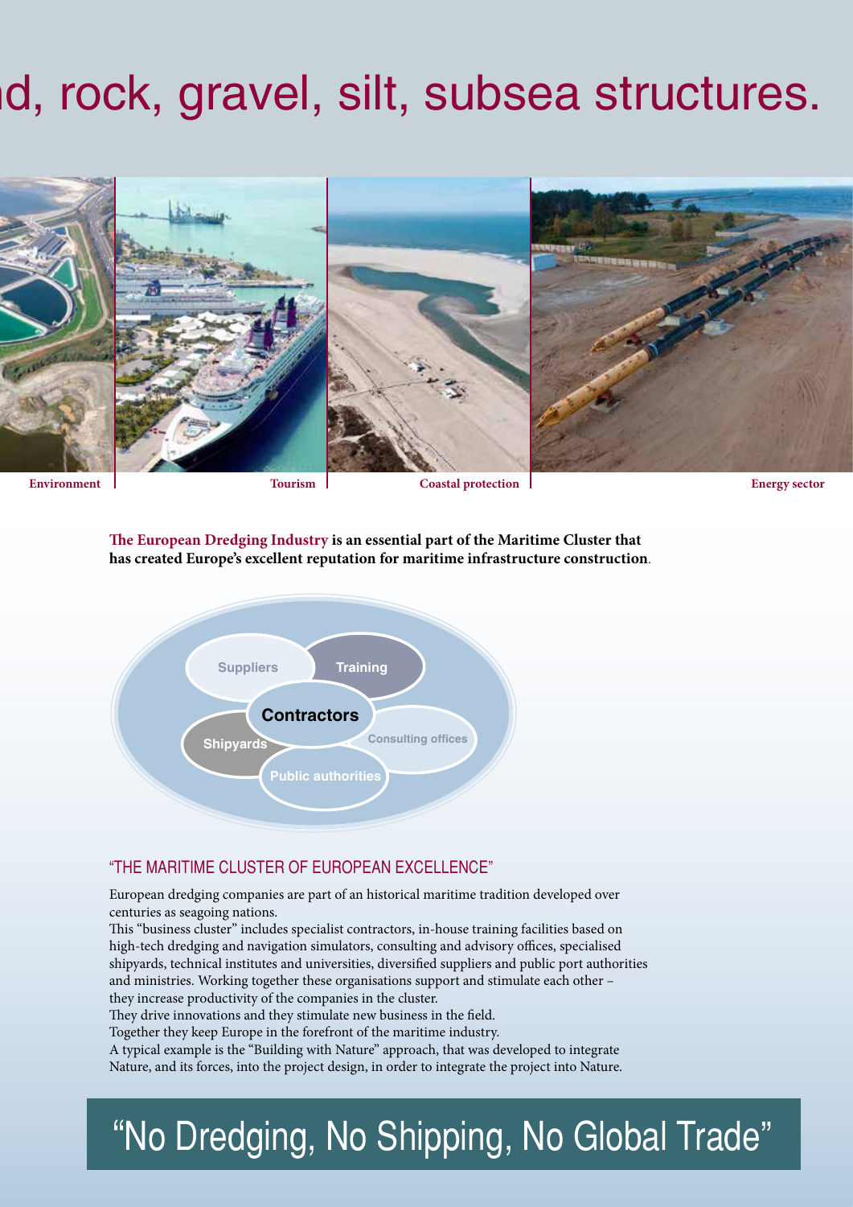# d, rock, gravel, silt, subsea structures.

Environment | Tourism | Coastal protection | Energy sector

**The European Dredging Industry is an essential part of the Maritime Cluster that has created Europe's excellent reputation for maritime infrastructure construction**.

Suppliers
Training
Contractors
Shipyards
Consulting offices
Public authorities

## "THE MARITIME CLUSTER OF EUROPEAN EXCELLENCE"

European dredging companies are part of an historical maritime tradition developed over centuries as seagoing nations.
This "business cluster" includes specialist contractors, in-house training facilities based on high-tech dredging and navigation simulators, consulting and advisory offices, specialised shipyards, technical institutes and universities, diversified suppliers and public port authorities and ministries. Working together these organisations support and stimulate each other – they increase productivity of the companies in the cluster.
They drive innovations and they stimulate new business in the field.
Together they keep Europe in the forefront of the maritime industry.
A typical example is the "Building with Nature" approach, that was developed to integrate Nature, and its forces, into the project design, in order to integrate the project into Nature.

## "No Dredging, No Shipping, No Global Trade"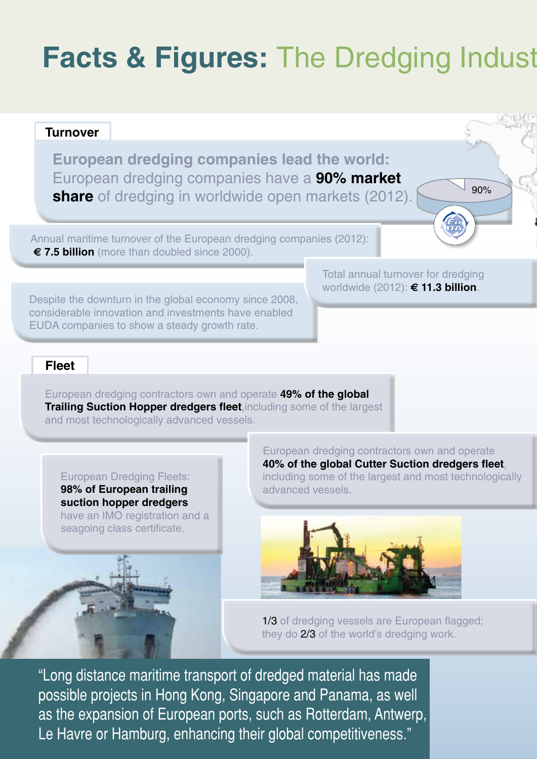# Facts & Figures: The Dredging Indust

## Turnover

**European dredging companies lead the world:** European dredging companies have a **90% market share** of dredging in worldwide open markets (2012).

90%

Annual maritime turnover of the European dredging companies (2012): **€ 7.5 billion** (more than doubled since 2000).

Total annual turnover for dredging worldwide (2012): **€ 11.3 billion**.

Despite the downturn in the global economy since 2008, considerable innovation and investments have enabled EUDA companies to show a steady growth rate.

## Fleet

European dredging contractors own and operate **49% of the global Trailing Suction Hopper dredgers fleet**, including some of the largest and most technologically advanced vessels.

European dredging contractors own and operate **40% of the global Cutter Suction dredgers fleet**, including some of the largest and most technologically advanced vessels.

European Dredging Fleets: **98% of European trailing suction hopper dredgers** have an IMO registration and a seagoing class certificate.

1/3 of dredging vessels are European flagged; they do 2/3 of the world's dredging work.

"Long distance maritime transport of dredged material has made possible projects in Hong Kong, Singapore and Panama, as well as the expansion of European ports, such as Rotterdam, Antwerp, Le Havre or Hamburg, enhancing their global competitiveness."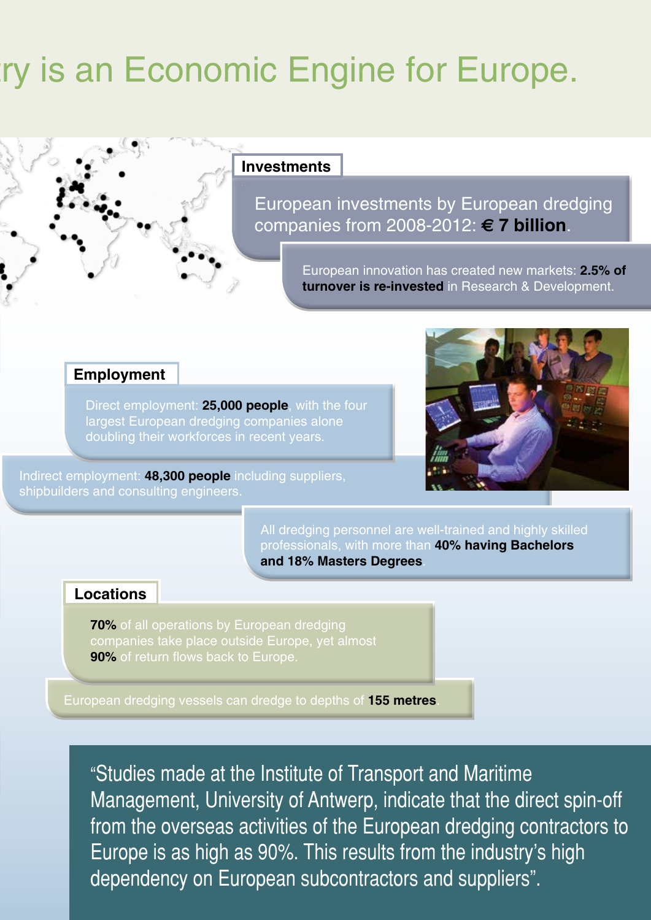# ry is an Economic Engine for Europe.

## Investments

European investments by European dredging companies from 2008-2012: **€ 7 billion**.

European innovation has created new markets: **2.5% of turnover is re-invested** in Research & Development.

## Employment

Direct employment: **25,000 people**, with the four largest European dredging companies alone doubling their workforces in recent years.

Indirect employment: **48,300 people** including suppliers, shipbuilders and consulting engineers.

All dredging personnel are well-trained and highly skilled professionals, with more than **40% having Bachelors and 18% Masters Degrees**.

## Locations

**70%** of all operations by European dredging companies take place outside Europe, yet almost **90%** of return flows back to Europe.

European dredging vessels can dredge to depths of **155 metres**.

"Studies made at the Institute of Transport and Maritime Management, University of Antwerp, indicate that the direct spin-off from the overseas activities of the European dredging contractors to Europe is as high as 90%. This results from the industry's high dependency on European subcontractors and suppliers".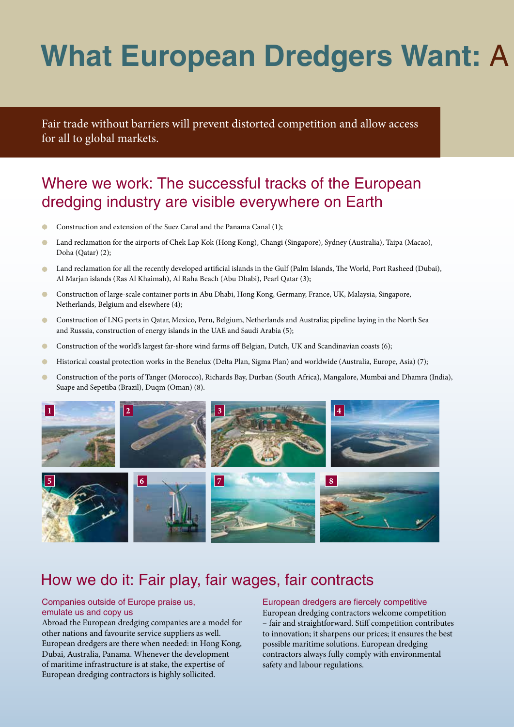# What European Dredgers Want: A

Fair trade without barriers will prevent distorted competition and allow access for all to global markets.

## Where we work: The successful tracks of the European dredging industry are visible everywhere on Earth

- Construction and extension of the Suez Canal and the Panama Canal (1);
- Land reclamation for the airports of Chek Lap Kok (Hong Kong), Changi (Singapore), Sydney (Australia), Taipa (Macao), Doha (Qatar) (2);
- Land reclamation for all the recently developed artificial islands in the Gulf (Palm Islands, The World, Port Rasheed (Dubai), Al Marjan islands (Ras Al Khaimah), Al Raha Beach (Abu Dhabi), Pearl Qatar (3);
- Construction of large-scale container ports in Abu Dhabi, Hong Kong, Germany, France, UK, Malaysia, Singapore, Netherlands, Belgium and elsewhere (4);
- Construction of LNG ports in Qatar, Mexico, Peru, Belgium, Netherlands and Australia; pipeline laying in the North Sea and Russsia, construction of energy islands in the UAE and Saudi Arabia (5);
- Construction of the world's largest far-shore wind farms off Belgian, Dutch, UK and Scandinavian coasts (6);
- Historical coastal protection works in the Benelux (Delta Plan, Sigma Plan) and worldwide (Australia, Europe, Asia) (7);
- Construction of the ports of Tanger (Morocco), Richards Bay, Durban (South Africa), Mangalore, Mumbai and Dhamra (India), Suape and Sepetiba (Brazil), Duqm (Oman) (8).

## How we do it: Fair play, fair wages, fair contracts

### Companies outside of Europe praise us, emulate us and copy us

Abroad the European dredging companies are a model for other nations and favourite service suppliers as well. European dredgers are there when needed: in Hong Kong, Dubai, Australia, Panama. Whenever the development of maritime infrastructure is at stake, the expertise of European dredging contractors is highly sollicited.

### European dredgers are fiercely competitive

European dredging contractors welcome competition – fair and straightforward. Stiff competition contributes to innovation; it sharpens our prices; it ensures the best possible maritime solutions. European dredging contractors always fully comply with environmental safety and labour regulations.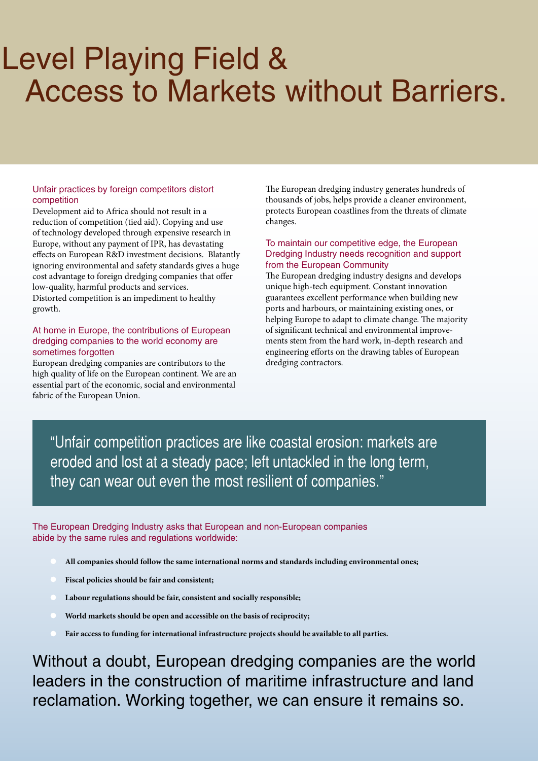# Level Playing Field & Access to Markets without Barriers.

### Unfair practices by foreign competitors distort competition

Development aid to Africa should not result in a reduction of competition (tied aid). Copying and use of technology developed through expensive research in Europe, without any payment of IPR, has devastating effects on European R&D investment decisions. Blatantly ignoring environmental and safety standards gives a huge cost advantage to foreign dredging companies that offer low-quality, harmful products and services. Distorted competition is an impediment to healthy growth.

### At home in Europe, the contributions of European dredging companies to the world economy are sometimes forgotten

European dredging companies are contributors to the high quality of life on the European continent. We are an essential part of the economic, social and environmental fabric of the European Union.

The European dredging industry generates hundreds of thousands of jobs, helps provide a cleaner environment, protects European coastlines from the threats of climate changes.

### To maintain our competitive edge, the European Dredging Industry needs recognition and support from the European Community

The European dredging industry designs and develops unique high-tech equipment. Constant innovation guarantees excellent performance when building new ports and harbours, or maintaining existing ones, or helping Europe to adapt to climate change. The majority of significant technical and environmental improvements stem from the hard work, in-depth research and engineering efforts on the drawing tables of European dredging contractors.

> "Unfair competition practices are like coastal erosion: markets are eroded and lost at a steady pace; left untackled in the long term, they can wear out even the most resilient of companies."

The European Dredging Industry asks that European and non-European companies abide by the same rules and regulations worldwide:

- **All companies should follow the same international norms and standards including environmental ones;**
- **Fiscal policies should be fair and consistent;**
- **Labour regulations should be fair, consistent and socially responsible;**
- **World markets should be open and accessible on the basis of reciprocity;**
- **Fair access to funding for international infrastructure projects should be available to all parties.**

Without a doubt, European dredging companies are the world leaders in the construction of maritime infrastructure and land reclamation. Working together, we can ensure it remains so.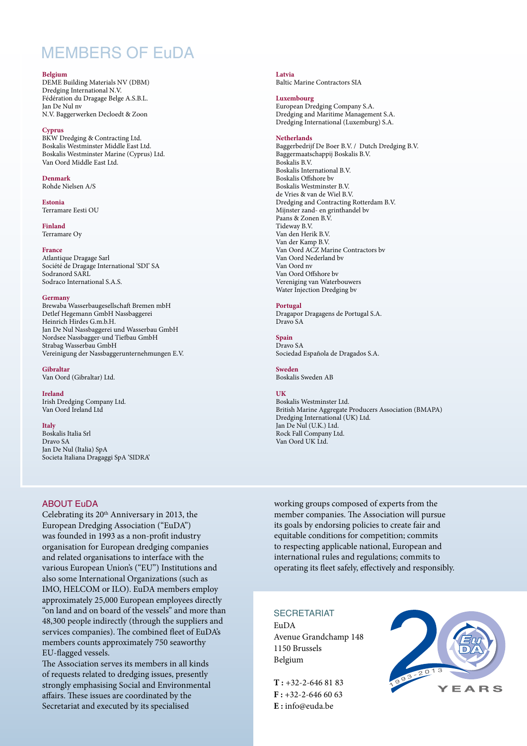# MEMBERS OF EuDA

**Belgium**
DEME Building Materials NV (DBM)
Dredging International N.V.
Fédération du Dragage Belge A.S.B.L.
Jan De Nul nv
N.V. Baggerwerken Decloedt & Zoon

**Cyprus**
BKW Dredging & Contracting Ltd.
Boskalis Westminster Middle East Ltd.
Boskalis Westminster Marine (Cyprus) Ltd.
Van Oord Middle East Ltd.

**Denmark**
Rohde Nielsen A/S

**Estonia**
Terramare Eesti OU

**Finland**
Terramare Oy

**France**
Atlantique Dragage Sarl
Société de Dragage International 'SDI' SA
Sodranord SARL
Sodraco International S.A.S.

**Germany**
Brewaba Wasserbaugesellschaft Bremen mbH
Detlef Hegemann GmbH Nassbaggerei
Heinrich Hirdes G.m.b.H.
Jan De Nul Nassbaggerei und Wasserbau GmbH
Nordsee Nassbagger-und Tiefbau GmbH
Strabag Wasserbau GmbH
Vereinigung der Nassbaggerunternehmungen E.V.

**Gibraltar**
Van Oord (Gibraltar) Ltd.

**Ireland**
Irish Dredging Company Ltd.
Van Oord Ireland Ltd

**Italy**
Boskalis Italia Srl
Dravo SA
Jan De Nul (Italia) SpA
Societa Italiana Dragaggi SpA 'SIDRA'

**Latvia**
Baltic Marine Contractors SIA

**Luxembourg**
European Dredging Company S.A.
Dredging and Maritime Management S.A.
Dredging International (Luxemburg) S.A.

**Netherlands**
Baggerbedrijf De Boer B.V. / Dutch Dredging B.V.
Baggermaatschappij Boskalis B.V.
Boskalis B.V.
Boskalis International B.V.
Boskalis Offshore bv
Boskalis Westminster B.V.
de Vries & van de Wiel B.V.
Dredging and Contracting Rotterdam B.V.
Mijnster zand- en grinthandel bv
Paans & Zonen B.V.
Tideway B.V.
Van den Herik B.V.
Van der Kamp B.V.
Van Oord ACZ Marine Contractors bv
Van Oord Nederland bv
Van Oord nv
Van Oord Offshore bv
Vereniging van Waterbouwers
Water Injection Dredging bv

**Portugal**
Dragapor Dragagens de Portugal S.A.
Dravo SA

**Spain**
Dravo SA
Sociedad Española de Dragados S.A.

**Sweden**
Boskalis Sweden AB

**UK**
Boskalis Westminster Ltd.
British Marine Aggregate Producers Association (BMAPA)
Dredging International (UK) Ltd.
Jan De Nul (U.K.) Ltd.
Rock Fall Company Ltd.
Van Oord UK Ltd.

## ABOUT EuDA

Celebrating its 20th Anniversary in 2013, the European Dredging Association ("EuDA") was founded in 1993 as a non-profit industry organisation for European dredging companies and related organisations to interface with the various European Union's ("EU") Institutions and also some International Organizations (such as IMO, HELCOM or ILO). EuDA members employ approximately 25,000 European employees directly "on land and on board of the vessels" and more than 48,300 people indirectly (through the suppliers and services companies). The combined fleet of EuDA's members counts approximately 750 seaworthy EU-flagged vessels.

The Association serves its members in all kinds of requests related to dredging issues, presently strongly emphasising Social and Environmental affairs. These issues are coordinated by the Secretariat and executed by its specialised working groups composed of experts from the member companies. The Association will pursue its goals by endorsing policies to create fair and equitable conditions for competition; commits to respecting applicable national, European and international rules and regulations; commits to operating its fleet safely, effectively and responsibly.

## SECRETARIAT

EuDA
Avenue Grandchamp 148
1150 Brussels
Belgium

**T :** +32-2-646 81 83
**F :** +32-2-646 60 63
**E :** info@euda.be

20 EuDA 1993-2013 YEARS